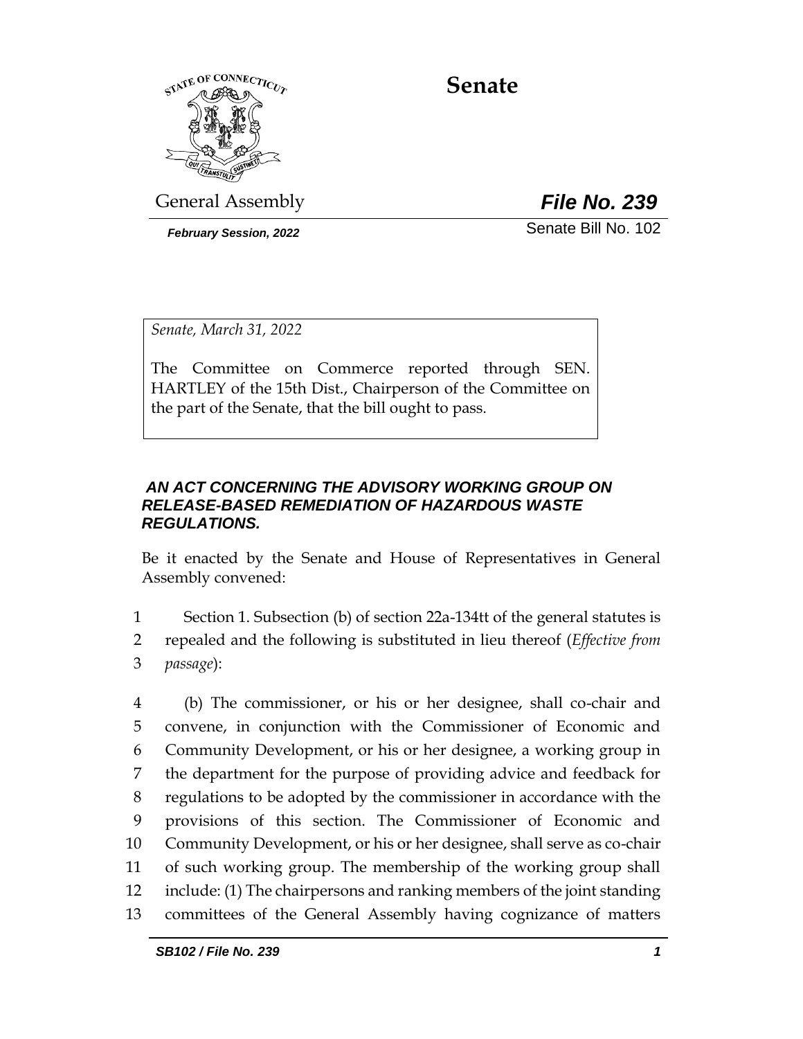# Senate

General Assembly **File No. 239**

*February Session, 2022*

Senate Bill No. 102

*Senate, March 31, 2022*

The Committee on Commerce reported through SEN. HARTLEY of the 15th Dist., Chairperson of the Committee on the part of the Senate, that the bill ought to pass.

***AN ACT CONCERNING THE ADVISORY WORKING GROUP ON RELEASE-BASED REMEDIATION OF HAZARDOUS WASTE REGULATIONS.***

Be it enacted by the Senate and House of Representatives in General Assembly convened:

1 Section 1. Subsection (b) of section 22a-134tt of the general statutes is
2 repealed and the following is substituted in lieu thereof (*Effective from*
3 *passage*):

4 (b) The commissioner, or his or her designee, shall co-chair and
5 convene, in conjunction with the Commissioner of Economic and
6 Community Development, or his or her designee, a working group in
7 the department for the purpose of providing advice and feedback for
8 regulations to be adopted by the commissioner in accordance with the
9 provisions of this section. The Commissioner of Economic and
10 Community Development, or his or her designee, shall serve as co-chair
11 of such working group. The membership of the working group shall
12 include: (1) The chairpersons and ranking members of the joint standing
13 committees of the General Assembly having cognizance of matters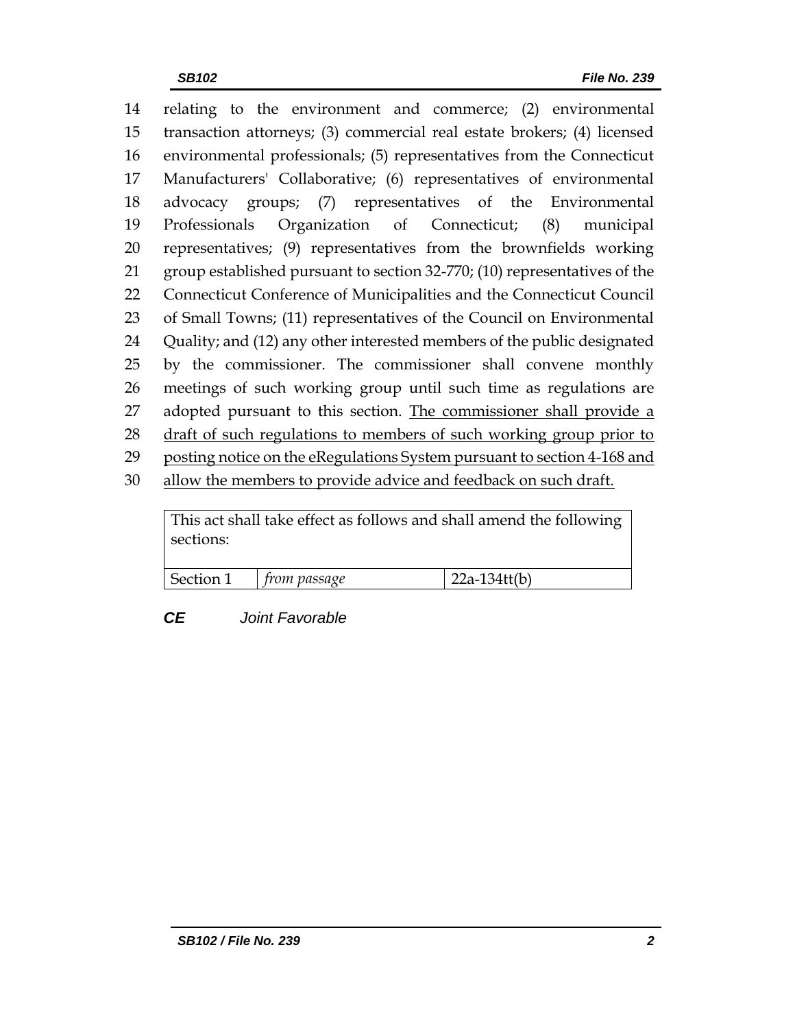relating to the environment and commerce; (2) environmental transaction attorneys; (3) commercial real estate brokers; (4) licensed environmental professionals; (5) representatives from the Connecticut Manufacturers' Collaborative; (6) representatives of environmental advocacy groups; (7) representatives of the Environmental Professionals Organization of Connecticut; (8) municipal representatives; (9) representatives from the brownfields working group established pursuant to section 32-770; (10) representatives of the Connecticut Conference of Municipalities and the Connecticut Council of Small Towns; (11) representatives of the Council on Environmental Quality; and (12) any other interested members of the public designated by the commissioner. The commissioner shall convene monthly meetings of such working group until such time as regulations are adopted pursuant to this section. <u>The commissioner shall provide a draft of such regulations to members of such working group prior to posting notice on the eRegulations System pursuant to section 4-168 and allow the members to provide advice and feedback on such draft.</u>

| This act shall take effect as follows and shall amend the following sections: | | |
|---|---|---|
| Section 1 | *from passage* | 22a-134tt(b) |

***CE*** *Joint Favorable*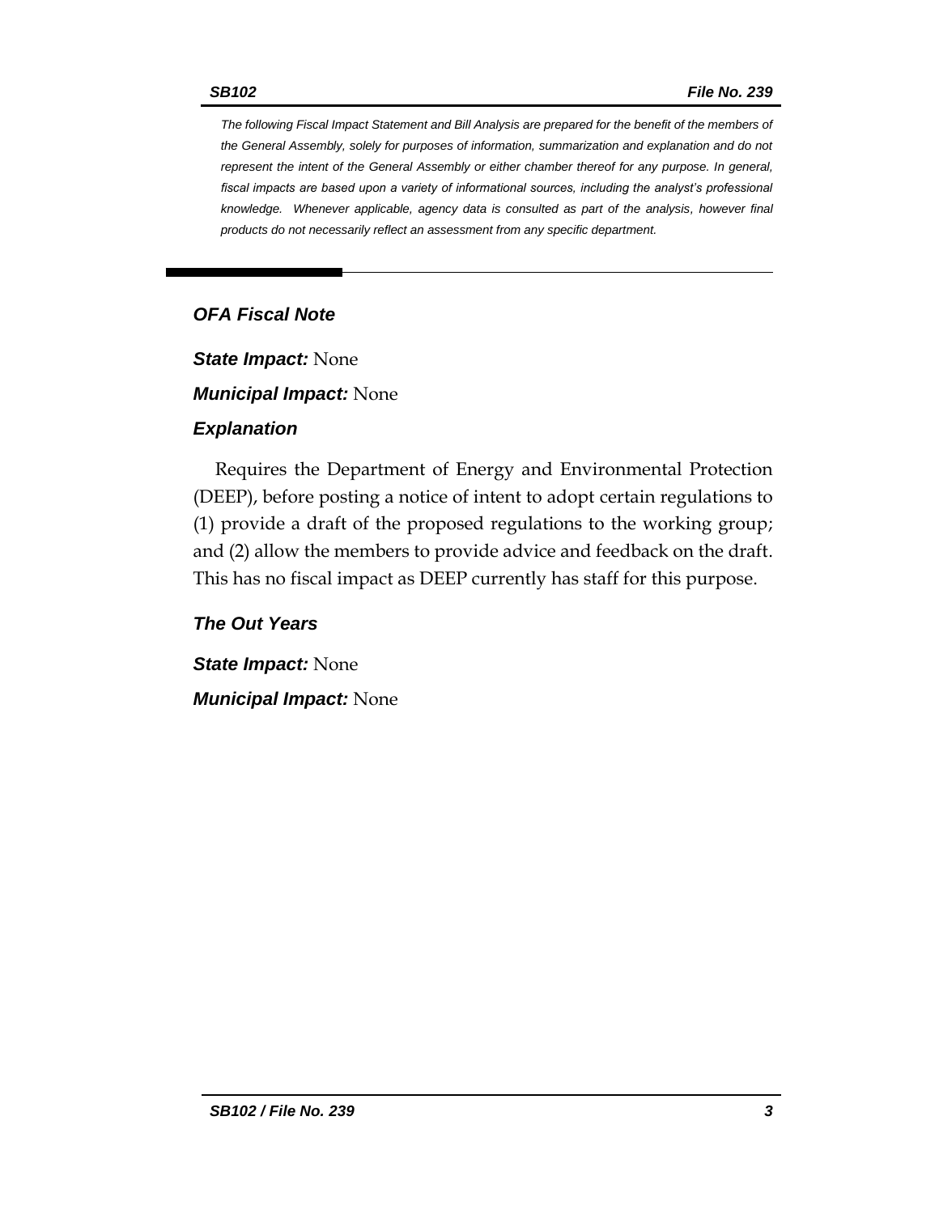*The following Fiscal Impact Statement and Bill Analysis are prepared for the benefit of the members of the General Assembly, solely for purposes of information, summarization and explanation and do not represent the intent of the General Assembly or either chamber thereof for any purpose. In general, fiscal impacts are based upon a variety of informational sources, including the analyst's professional knowledge. Whenever applicable, agency data is consulted as part of the analysis, however final products do not necessarily reflect an assessment from any specific department.*

## *OFA Fiscal Note*

***State Impact:*** None

***Municipal Impact:*** None

### *Explanation*

Requires the Department of Energy and Environmental Protection (DEEP), before posting a notice of intent to adopt certain regulations to (1) provide a draft of the proposed regulations to the working group; and (2) allow the members to provide advice and feedback on the draft. This has no fiscal impact as DEEP currently has staff for this purpose.

### *The Out Years*

***State Impact:*** None

***Municipal Impact:*** None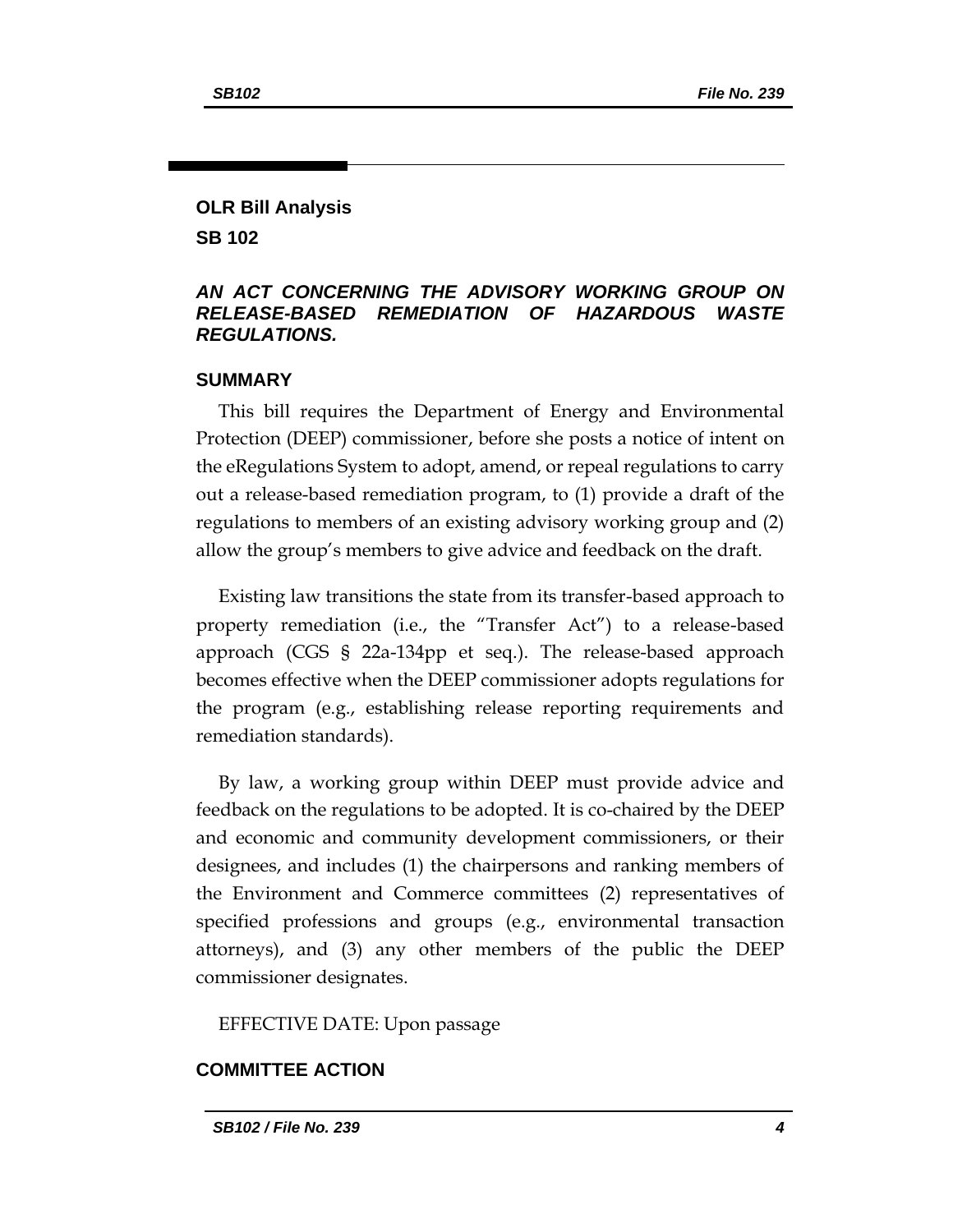## OLR Bill Analysis

## SB 102

### *AN ACT CONCERNING THE ADVISORY WORKING GROUP ON RELEASE-BASED REMEDIATION OF HAZARDOUS WASTE REGULATIONS.*

### SUMMARY

This bill requires the Department of Energy and Environmental Protection (DEEP) commissioner, before she posts a notice of intent on the eRegulations System to adopt, amend, or repeal regulations to carry out a release-based remediation program, to (1) provide a draft of the regulations to members of an existing advisory working group and (2) allow the group's members to give advice and feedback on the draft.

Existing law transitions the state from its transfer-based approach to property remediation (i.e., the "Transfer Act") to a release-based approach (CGS § 22a-134pp et seq.). The release-based approach becomes effective when the DEEP commissioner adopts regulations for the program (e.g., establishing release reporting requirements and remediation standards).

By law, a working group within DEEP must provide advice and feedback on the regulations to be adopted. It is co-chaired by the DEEP and economic and community development commissioners, or their designees, and includes (1) the chairpersons and ranking members of the Environment and Commerce committees (2) representatives of specified professions and groups (e.g., environmental transaction attorneys), and (3) any other members of the public the DEEP commissioner designates.

EFFECTIVE DATE: Upon passage

### COMMITTEE ACTION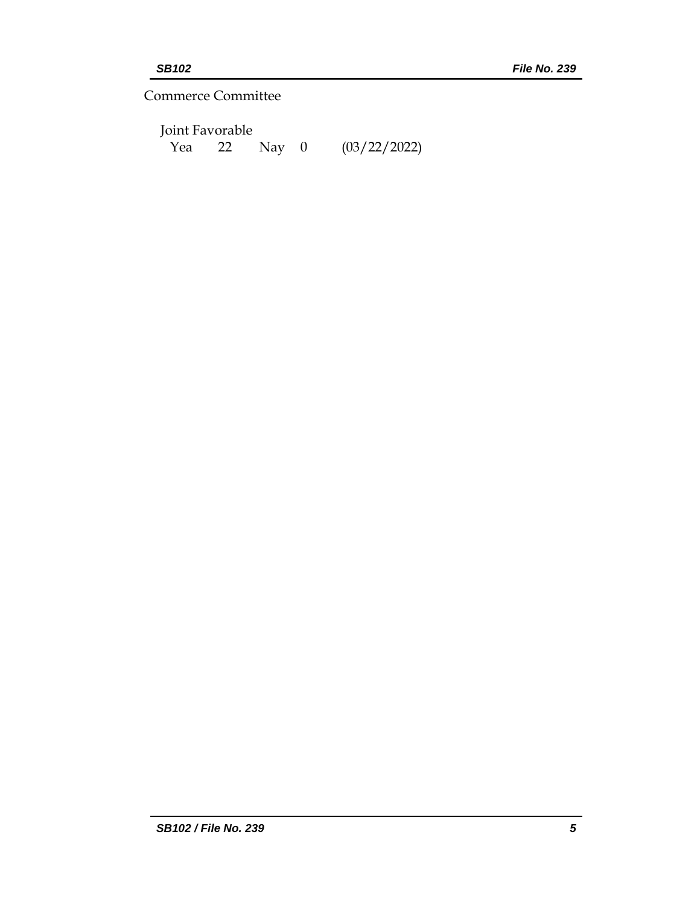Commerce Committee

Joint Favorable

Yea 22 Nay 0 (03/22/2022)